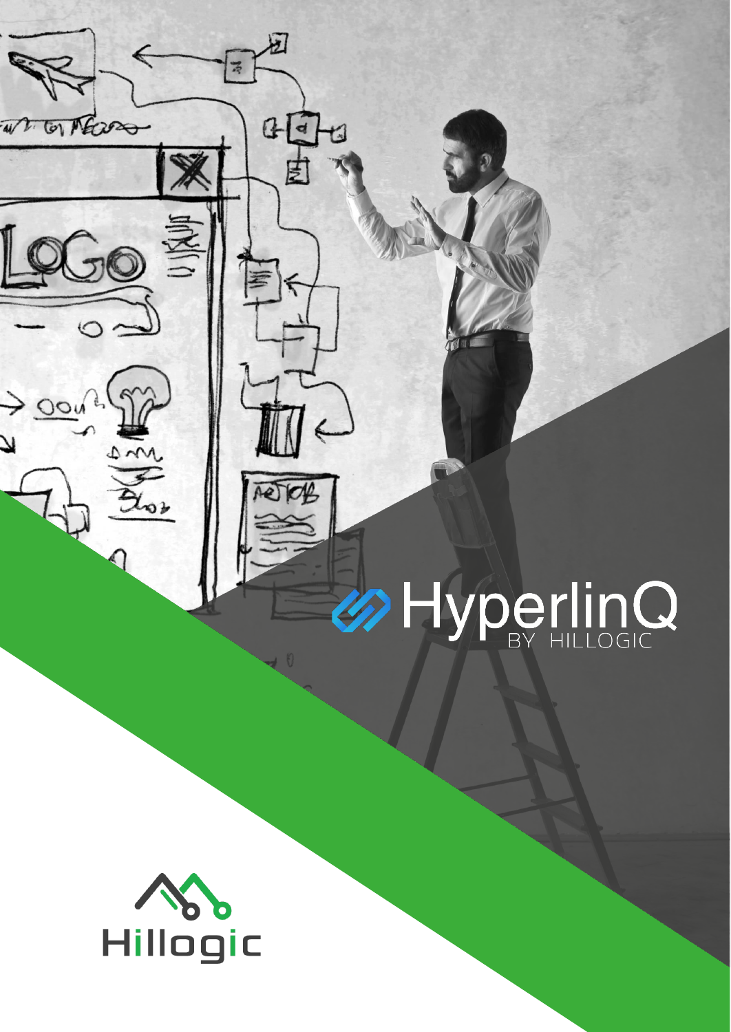# HyperlinQ

BY HILLOGIC

Hillogic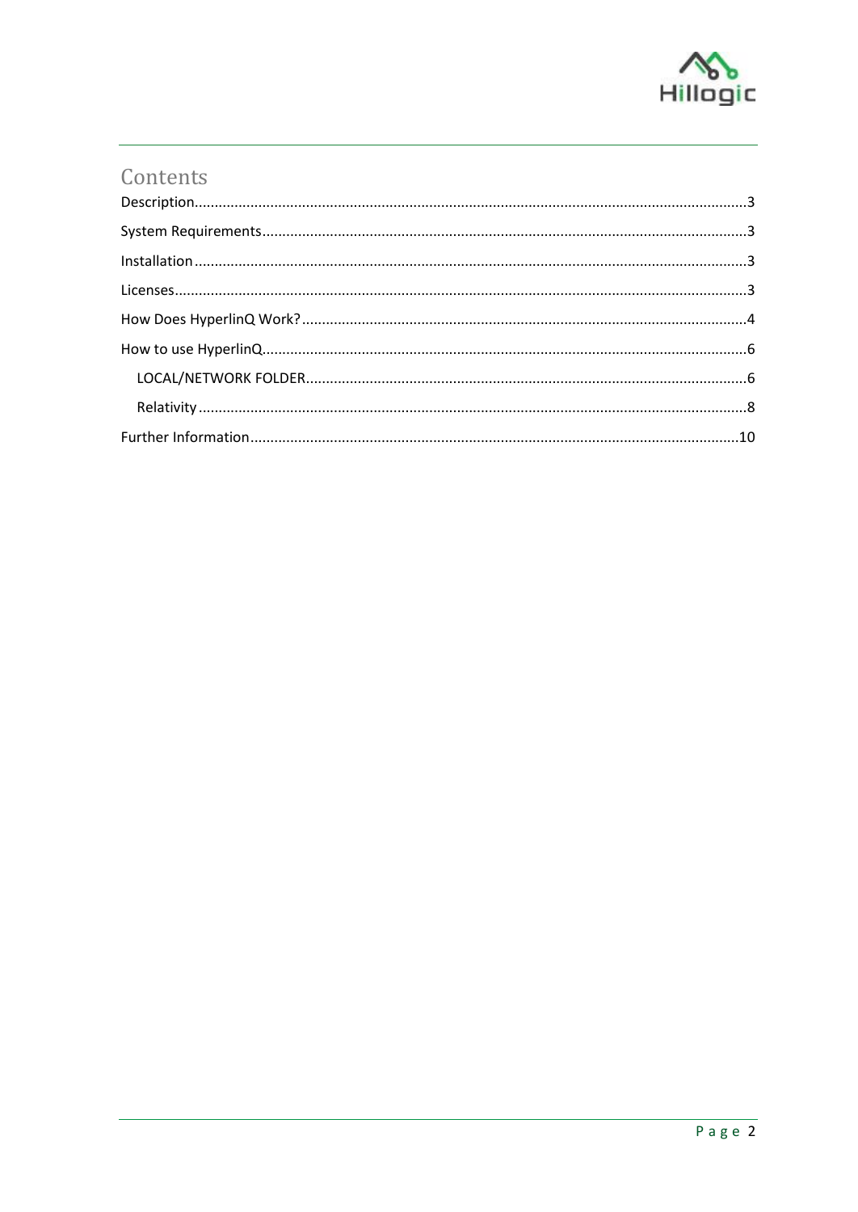# Contents

Description........................................................................................................................3

System Requirements........................................................................................................3

Installation........................................................................................................................3

Licenses.............................................................................................................................3

How Does HyperlinQ Work?..............................................................................................4

How to use HyperlinQ.......................................................................................................6

- LOCAL/NETWORK FOLDER.............................................................................................6
- Relativity........................................................................................................................8

Further Information..........................................................................................................10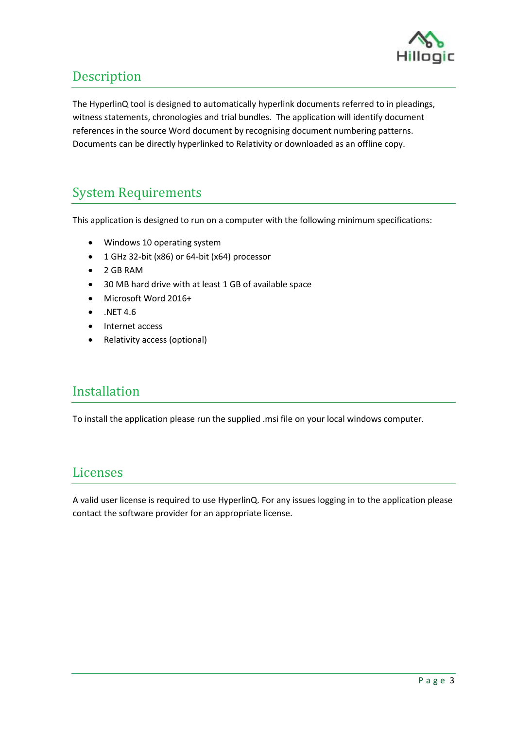## Description

The HyperlinQ tool is designed to automatically hyperlink documents referred to in pleadings, witness statements, chronologies and trial bundles. The application will identify document references in the source Word document by recognising document numbering patterns. Documents can be directly hyperlinked to Relativity or downloaded as an offline copy.

## System Requirements

This application is designed to run on a computer with the following minimum specifications:

- Windows 10 operating system
- 1 GHz 32-bit (x86) or 64-bit (x64) processor
- 2 GB RAM
- 30 MB hard drive with at least 1 GB of available space
- Microsoft Word 2016+
- .NET 4.6
- Internet access
- Relativity access (optional)

## Installation

To install the application please run the supplied .msi file on your local windows computer.

## Licenses

A valid user license is required to use HyperlinQ. For any issues logging in to the application please contact the software provider for an appropriate license.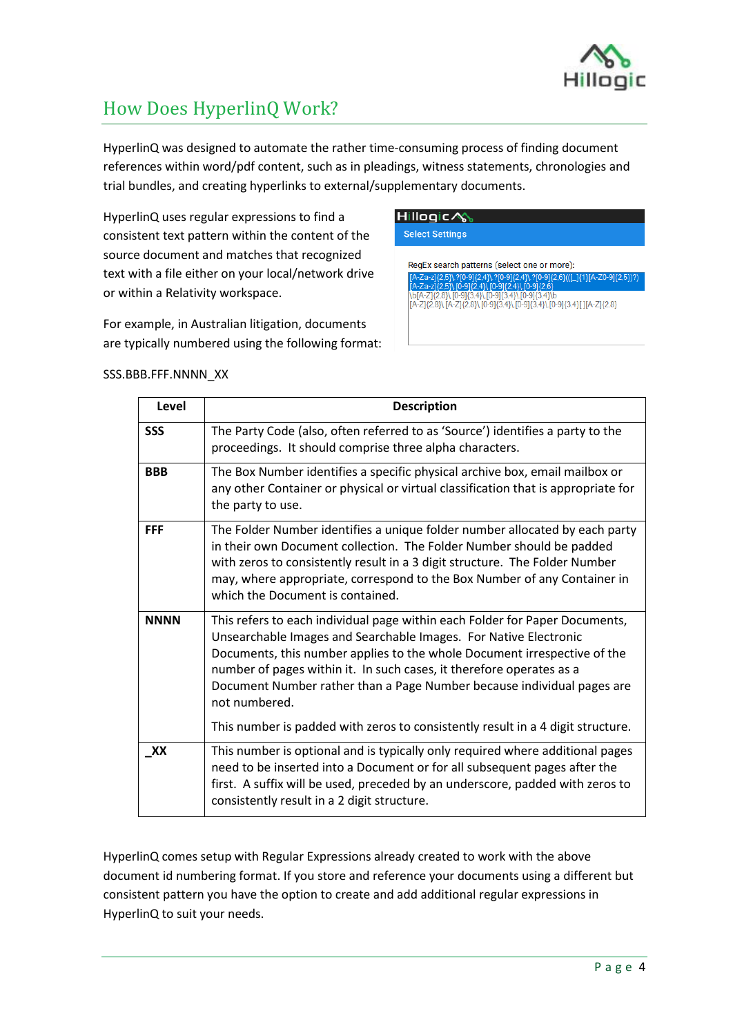## How Does HyperlinQ Work?

HyperlinQ was designed to automate the rather time-consuming process of finding document references within word/pdf content, such as in pleadings, witness statements, chronologies and trial bundles, and creating hyperlinks to external/supplementary documents.

HyperlinQ uses regular expressions to find a consistent text pattern within the content of the source document and matches that recognized text with a file either on your local/network drive or within a Relativity workspace.

For example, in Australian litigation, documents are typically numbered using the following format:

SSS.BBB.FFF.NNNN_XX

| Level | Description |
|---|---|
| **SSS** | The Party Code (also, often referred to as 'Source') identifies a party to the proceedings. It should comprise three alpha characters. |
| **BBB** | The Box Number identifies a specific physical archive box, email mailbox or any other Container or physical or virtual classification that is appropriate for the party to use. |
| **FFF** | The Folder Number identifies a unique folder number allocated by each party in their own Document collection. The Folder Number should be padded with zeros to consistently result in a 3 digit structure. The Folder Number may, where appropriate, correspond to the Box Number of any Container in which the Document is contained. |
| **NNNN** | This refers to each individual page within each Folder for Paper Documents, Unsearchable Images and Searchable Images. For Native Electronic Documents, this number applies to the whole Document irrespective of the number of pages within it. In such cases, it therefore operates as a Document Number rather than a Page Number because individual pages are not numbered.<br><br>This number is padded with zeros to consistently result in a 4 digit structure. |
| **_XX** | This number is optional and is typically only required where additional pages need to be inserted into a Document or for all subsequent pages after the first. A suffix will be used, preceded by an underscore, padded with zeros to consistently result in a 2 digit structure. |

HyperlinQ comes setup with Regular Expressions already created to work with the above document id numbering format. If you store and reference your documents using a different but consistent pattern you have the option to create and add additional regular expressions in HyperlinQ to suit your needs.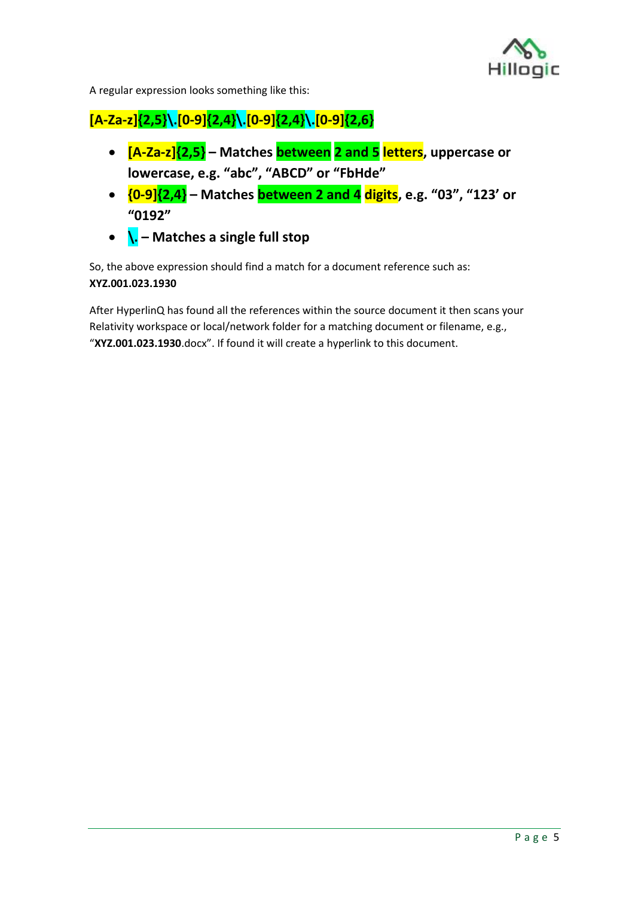A regular expression looks something like this:

**[A-Za-z]{2,5}\.[0-9]{2,4}\.[0-9]{2,4}\.[0-9]{2,6}**

- **[A-Za-z]{2,5} – Matches between 2 and 5 letters, uppercase or lowercase, e.g. "abc", "ABCD" or "FbHde"**
- **{0-9]{2,4} – Matches between 2 and 4 digits, e.g. "03", "123' or "0192"**
- **\. – Matches a single full stop**

So, the above expression should find a match for a document reference such as:
**XYZ.001.023.1930**

After HyperlinQ has found all the references within the source document it then scans your Relativity workspace or local/network folder for a matching document or filename, e.g., "**XYZ.001.023.1930**.docx". If found it will create a hyperlink to this document.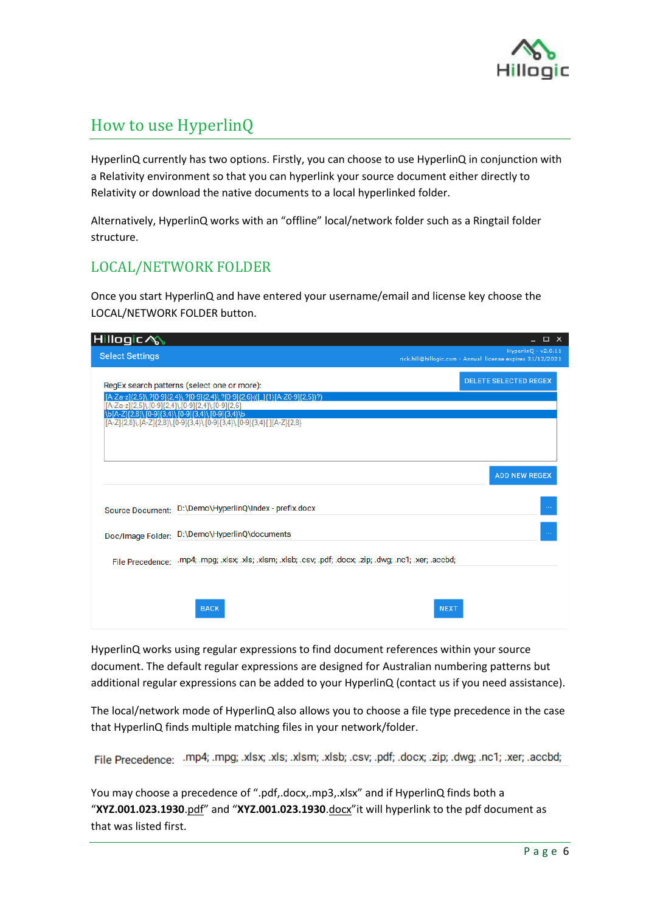## How to use HyperlinQ

HyperlinQ currently has two options. Firstly, you can choose to use HyperlinQ in conjunction with a Relativity environment so that you can hyperlink your source document either directly to Relativity or download the native documents to a local hyperlinked folder.

Alternatively, HyperlinQ works with an "offline" local/network folder such as a Ringtail folder structure.

### LOCAL/NETWORK FOLDER

Once you start HyperlinQ and have entered your username/email and license key choose the LOCAL/NETWORK FOLDER button.

HyperlinQ works using regular expressions to find document references within your source document. The default regular expressions are designed for Australian numbering patterns but additional regular expressions can be added to your HyperlinQ (contact us if you need assistance).

The local/network mode of HyperlinQ also allows you to choose a file type precedence in the case that HyperlinQ finds multiple matching files in your network/folder.

File Precedence: .mp4; .mpg; .xlsx; .xls; .xlsm; .xlsb; .csv; .pdf; .docx; .zip; .dwg; .nc1; .xer; .accbd;

You may choose a precedence of ".pdf,.docx,.mp3,.xlsx" and if HyperlinQ finds both a "**XYZ.001.023.1930**.pdf" and "**XYZ.001.023.1930**.docx" it will hyperlink to the pdf document as that was listed first.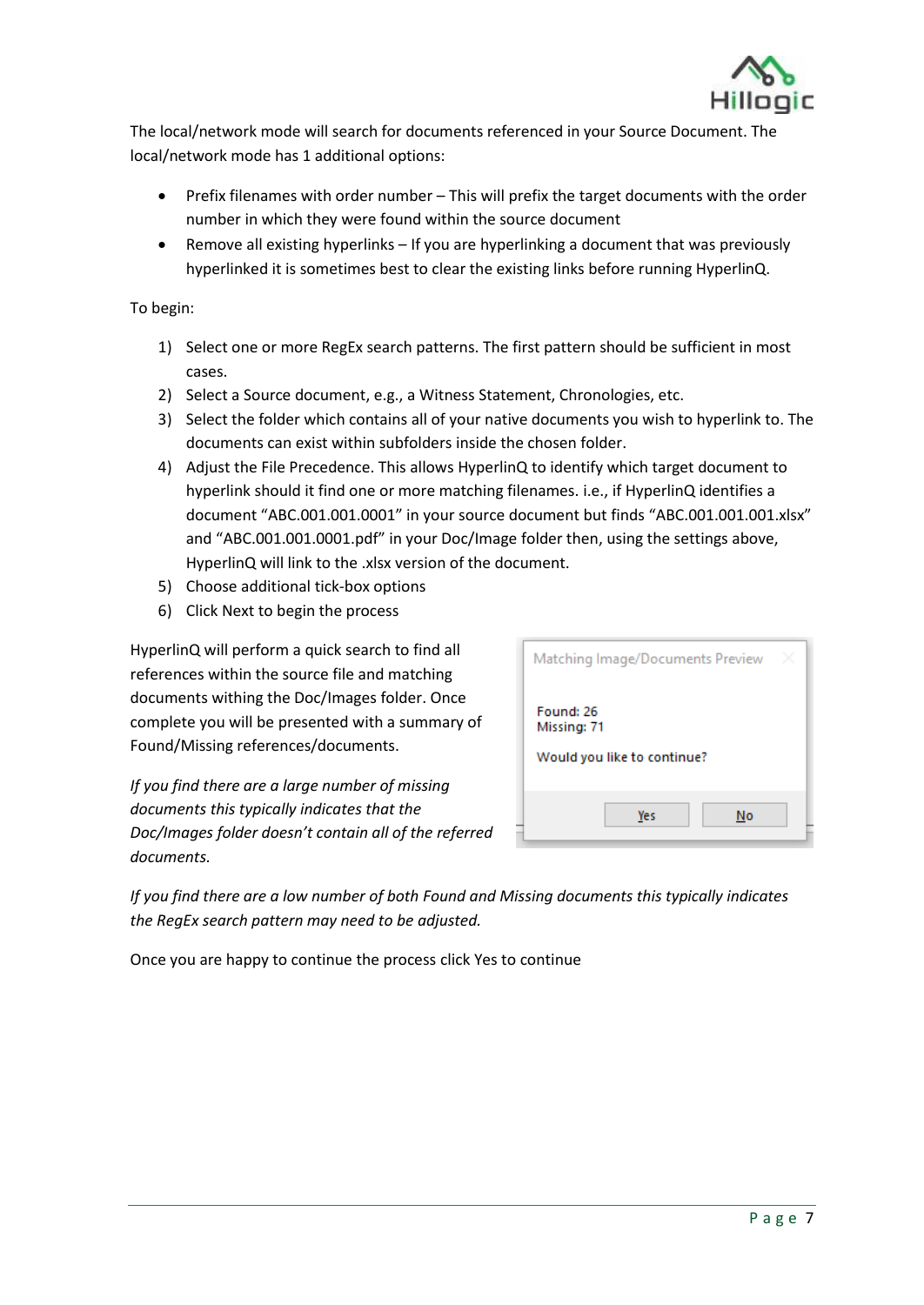The local/network mode will search for documents referenced in your Source Document. The local/network mode has 1 additional options:

- Prefix filenames with order number – This will prefix the target documents with the order number in which they were found within the source document
- Remove all existing hyperlinks – If you are hyperlinking a document that was previously hyperlinked it is sometimes best to clear the existing links before running HyperlinQ.

To begin:

1) Select one or more RegEx search patterns. The first pattern should be sufficient in most cases.
2) Select a Source document, e.g., a Witness Statement, Chronologies, etc.
3) Select the folder which contains all of your native documents you wish to hyperlink to. The documents can exist within subfolders inside the chosen folder.
4) Adjust the File Precedence. This allows HyperlinQ to identify which target document to hyperlink should it find one or more matching filenames. i.e., if HyperlinQ identifies a document "ABC.001.001.0001" in your source document but finds "ABC.001.001.001.xlsx" and "ABC.001.001.0001.pdf" in your Doc/Image folder then, using the settings above, HyperlinQ will link to the .xlsx version of the document.
5) Choose additional tick-box options
6) Click Next to begin the process

HyperlinQ will perform a quick search to find all references within the source file and matching documents withing the Doc/Images folder. Once complete you will be presented with a summary of Found/Missing references/documents.

Matching Image/Documents Preview

Found: 26
Missing: 71

Would you like to continue?

Yes | No

*If you find there are a large number of missing documents this typically indicates that the Doc/Images folder doesn't contain all of the referred documents.*

*If you find there are a low number of both Found and Missing documents this typically indicates the RegEx search pattern may need to be adjusted.*

Once you are happy to continue the process click Yes to continue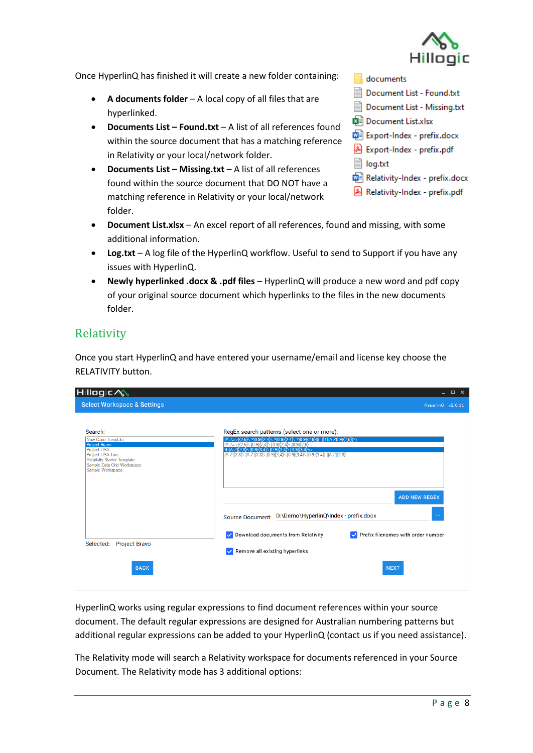Once HyperlinQ has finished it will create a new folder containing:

- **A documents folder** – A local copy of all files that are hyperlinked.
- **Documents List – Found.txt** – A list of all references found within the source document that has a matching reference in Relativity or your local/network folder.
- **Documents List – Missing.txt** – A list of all references found within the source document that DO NOT have a matching reference in Relativity or your local/network folder.
- **Document List.xlsx** – An excel report of all references, found and missing, with some additional information.
- **Log.txt** – A log file of the HyperlinQ workflow. Useful to send to Support if you have any issues with HyperlinQ.
- **Newly hyperlinked .docx & .pdf files** – HyperlinQ will produce a new word and pdf copy of your original source document which hyperlinks to the files in the new documents folder.

documents
Document List - Found.txt
Document List - Missing.txt
Document List.xlsx
Export-Index - prefix.docx
Export-Index - prefix.pdf
log.txt
Relativity-Index - prefix.docx
Relativity-Index - prefix.pdf

## Relativity

Once you start HyperlinQ and have entered your username/email and license key choose the RELATIVITY button.

Select Workspace & Settings

HyperlinQ - v2.0.11

Search:

- New Case Template
- Project Bravo
- Project USA
- Project USA Two
- Relativity Starter Template
- Sample Data Grid Workspace
- Sample Workspace

Selected: Project Bravo

RegEx search patterns (select one or more):

```
[A-Za-z]{2,5}\.?[0-9]{2,4}\.?[0-9]{2,4}\.?[0-9]{2,6}([ ]{1}[A-Z0-9]{2,5})?
[A-Za-z]{2,5}\.[0-9]{2,4}\.[0-9]{2,4}\.[0-9]{2,6}
\b[A-Z]{2,8}\.[0-9]{3,4}\.[0-9]{3,4}\.[0-9]{3,4}\b
[A-Z]{2,8}\.[A-Z]{2,8}\.[0-9]{3,4}\.[0-9]{3,4}\.[0-9]{3,4}[ ][A-Z]{2,8}
```

ADD NEW REGEX

Source Document: D:\Demo\HyperlinQ\Index - prefix.docx

- [x] Download documents from Relativity
- [x] Prefix filenames with order number
- [x] Remove all existing hyperlinks

BACK

NEXT

HyperlinQ works using regular expressions to find document references within your source document. The default regular expressions are designed for Australian numbering patterns but additional regular expressions can be added to your HyperlinQ (contact us if you need assistance).

The Relativity mode will search a Relativity workspace for documents referenced in your Source Document. The Relativity mode has 3 additional options: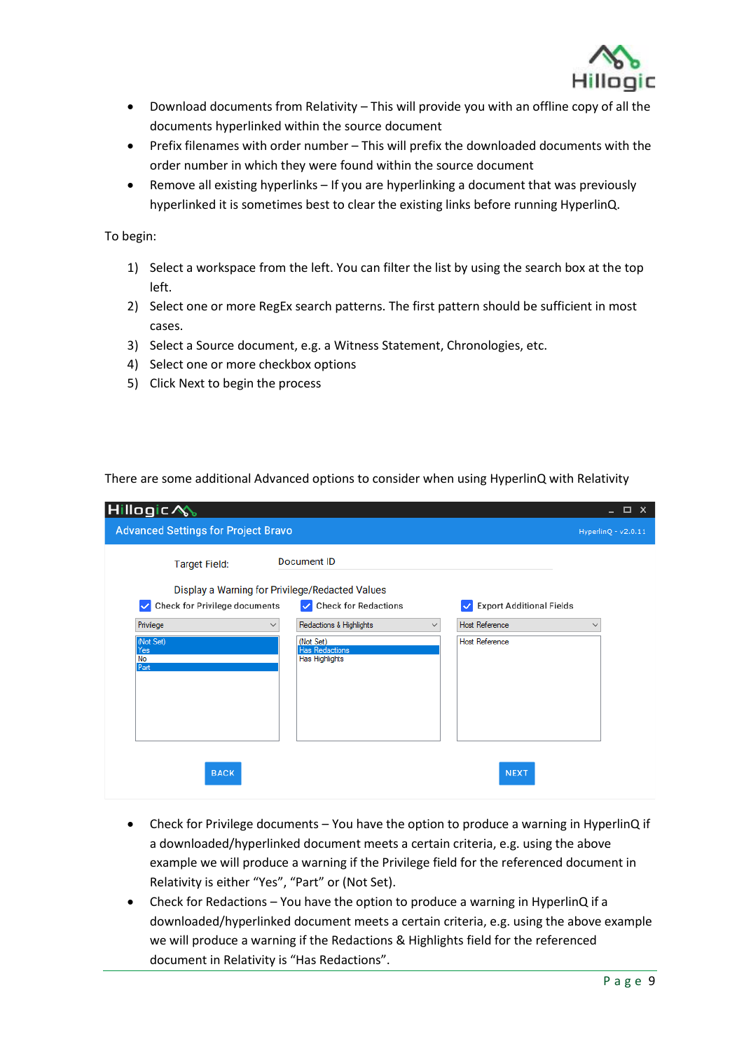- Download documents from Relativity – This will provide you with an offline copy of all the documents hyperlinked within the source document
- Prefix filenames with order number – This will prefix the downloaded documents with the order number in which they were found within the source document
- Remove all existing hyperlinks – If you are hyperlinking a document that was previously hyperlinked it is sometimes best to clear the existing links before running HyperlinQ.

To begin:

1) Select a workspace from the left. You can filter the list by using the search box at the top left.
2) Select one or more RegEx search patterns. The first pattern should be sufficient in most cases.
3) Select a Source document, e.g. a Witness Statement, Chronologies, etc.
4) Select one or more checkbox options
5) Click Next to begin the process

There are some additional Advanced options to consider when using HyperlinQ with Relativity

Advanced Settings for Project Bravo

HyperlinQ - v2.0.11

Target Field: Document ID

Display a Warning for Privilege/Redacted Values

- [x] Check for Privilege documents
- [x] Check for Redactions
- [x] Export Additional Fields

| Privilege | Redactions & Highlights | Host Reference |
|---|---|---|
| (Not Set) | (Not Set) | Host Reference |
| Yes | Has Redactions | |
| No | Has Highlights | |
| Part | | |

BACK NEXT

- Check for Privilege documents – You have the option to produce a warning in HyperlinQ if a downloaded/hyperlinked document meets a certain criteria, e.g. using the above example we will produce a warning if the Privilege field for the referenced document in Relativity is either "Yes", "Part" or (Not Set).
- Check for Redactions – You have the option to produce a warning in HyperlinQ if a downloaded/hyperlinked document meets a certain criteria, e.g. using the above example we will produce a warning if the Redactions & Highlights field for the referenced document in Relativity is "Has Redactions".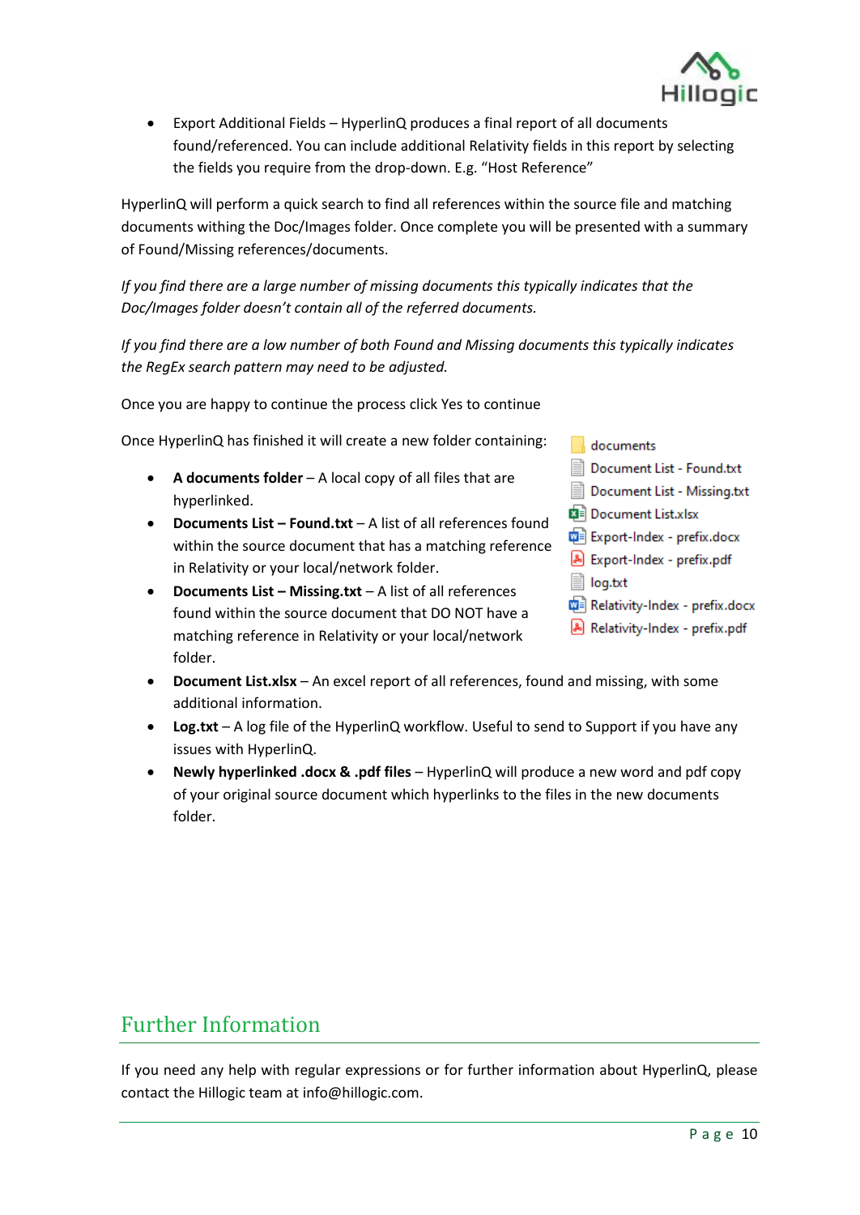- Export Additional Fields – HyperlinQ produces a final report of all documents found/referenced. You can include additional Relativity fields in this report by selecting the fields you require from the drop-down. E.g. "Host Reference"

HyperlinQ will perform a quick search to find all references within the source file and matching documents withing the Doc/Images folder. Once complete you will be presented with a summary of Found/Missing references/documents.

*If you find there are a large number of missing documents this typically indicates that the Doc/Images folder doesn't contain all of the referred documents.*

*If you find there are a low number of both Found and Missing documents this typically indicates the RegEx search pattern may need to be adjusted.*

Once you are happy to continue the process click Yes to continue

Once HyperlinQ has finished it will create a new folder containing:

- **A documents folder** – A local copy of all files that are hyperlinked.
- **Documents List – Found.txt** – A list of all references found within the source document that has a matching reference in Relativity or your local/network folder.
- **Documents List – Missing.txt** – A list of all references found within the source document that DO NOT have a matching reference in Relativity or your local/network folder.
- **Document List.xlsx** – An excel report of all references, found and missing, with some additional information.
- **Log.txt** – A log file of the HyperlinQ workflow. Useful to send to Support if you have any issues with HyperlinQ.
- **Newly hyperlinked .docx & .pdf files** – HyperlinQ will produce a new word and pdf copy of your original source document which hyperlinks to the files in the new documents folder.

documents
Document List - Found.txt
Document List - Missing.txt
Document List.xlsx
Export-Index - prefix.docx
Export-Index - prefix.pdf
log.txt
Relativity-Index - prefix.docx
Relativity-Index - prefix.pdf

## Further Information

If you need any help with regular expressions or for further information about HyperlinQ, please contact the Hillogic team at info@hillogic.com.